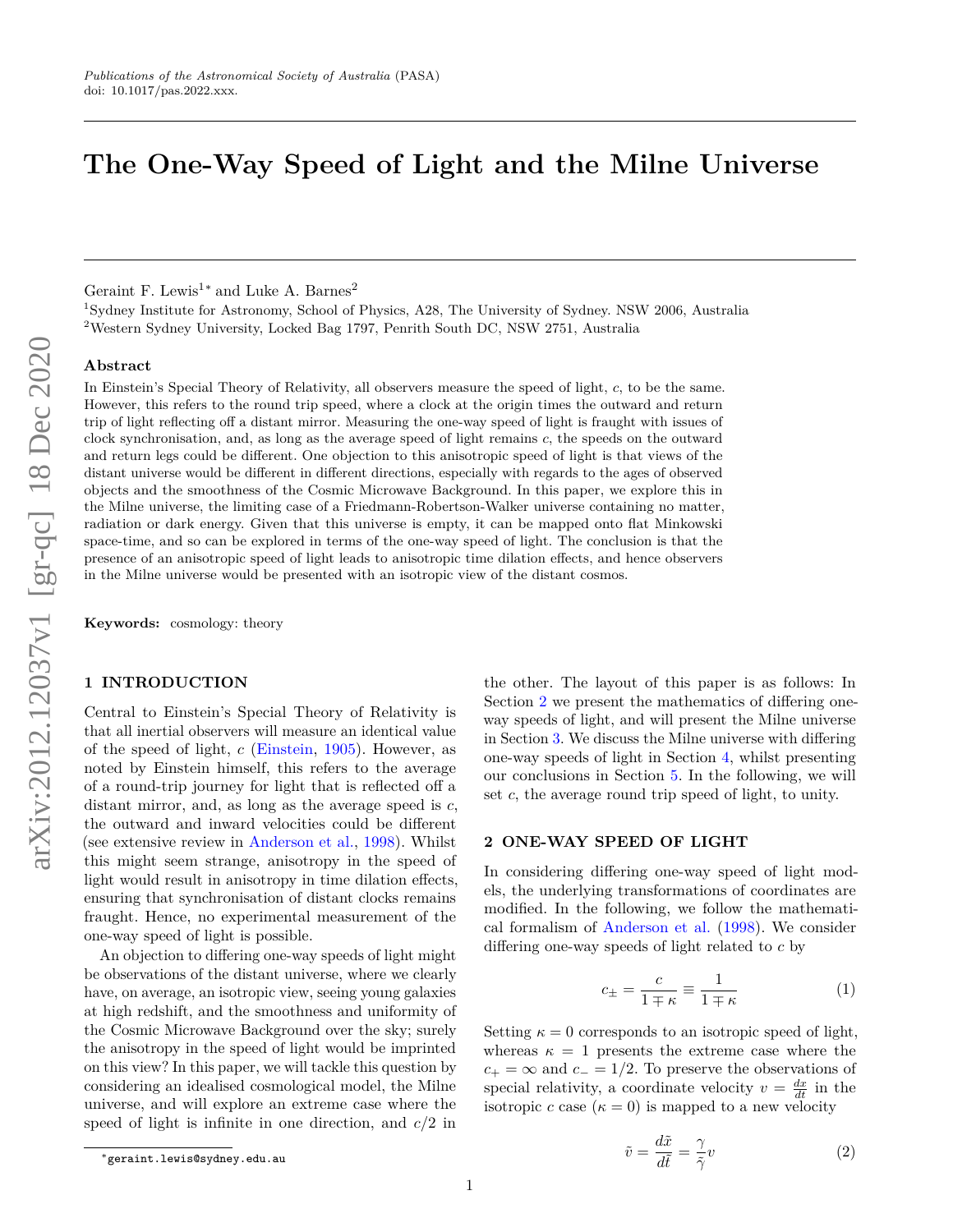# The One-Way Speed of Light and the Milne Universe

Geraint F. Lewis[1]* and Luke A. Barnes[2]

[1]Sydney Institute for Astronomy, School of Physics, A28, The University of Sydney. NSW 2006, Australia
[2]Western Sydney University, Locked Bag 1797, Penrith South DC, NSW 2751, Australia

### Abstract

In Einstein's Special Theory of Relativity, all observers measure the speed of light, $c$, to be the same. However, this refers to the round trip speed, where a clock at the origin times the outward and return trip of light reflecting off a distant mirror. Measuring the one-way speed of light is fraught with issues of clock synchronisation, and, as long as the average speed of light remains $c$, the speeds on the outward and return legs could be different. One objection to this anisotropic speed of light is that views of the distant universe would be different in different directions, especially with regards to the ages of observed objects and the smoothness of the Cosmic Microwave Background. In this paper, we explore this in the Milne universe, the limiting case of a Friedmann-Robertson-Walker universe containing no matter, radiation or dark energy. Given that this universe is empty, it can be mapped onto flat Minkowski space-time, and so can be explored in terms of the one-way speed of light. The conclusion is that the presence of an anisotropic speed of light leads to anisotropic time dilation effects, and hence observers in the Milne universe would be presented with an isotropic view of the distant cosmos.

**Keywords:** cosmology: theory

## 1 INTRODUCTION

Central to Einstein's Special Theory of Relativity is that all inertial observers will measure an identical value of the speed of light, $c$ (Einstein, 1905). However, as noted by Einstein himself, this refers to the average of a round-trip journey for light that is reflected off a distant mirror, and, as long as the average speed is $c$, the outward and inward velocities could be different (see extensive review in Anderson et al., 1998). Whilst this might seem strange, anisotropy in the speed of light would result in anisotropy in time dilation effects, ensuring that synchronisation of distant clocks remains fraught. Hence, no experimental measurement of the one-way speed of light is possible.

An objection to differing one-way speeds of light might be observations of the distant universe, where we clearly have, on average, an isotropic view, seeing young galaxies at high redshift, and the smoothness and uniformity of the Cosmic Microwave Background over the sky; surely the anisotropy in the speed of light would be imprinted on this view? In this paper, we will tackle this question by considering an idealised cosmological model, the Milne universe, and will explore an extreme case where the speed of light is infinite in one direction, and $c/2$ in the other. The layout of this paper is as follows: In Section 2 we present the mathematics of differing one-way speeds of light, and will present the Milne universe in Section 3. We discuss the Milne universe with differing one-way speeds of light in Section 4, whilst presenting our conclusions in Section 5. In the following, we will set $c$, the average round trip speed of light, to unity.

## 2 ONE-WAY SPEED OF LIGHT

In considering differing one-way speed of light models, the underlying transformations of coordinates are modified. In the following, we follow the mathematical formalism of Anderson et al. (1998). We consider differing one-way speeds of light related to $c$ by

$$c_{\pm} = \frac{c}{1 \mp \kappa} \equiv \frac{1}{1 \mp \kappa} \tag{1}$$

Setting $\kappa = 0$ corresponds to an isotropic speed of light, whereas $\kappa = 1$ presents the extreme case where the $c_+ = \infty$ and $c_- = 1/2$. To preserve the observations of special relativity, a coordinate velocity $v = \frac{dx}{dt}$ in the isotropic $c$ case ($\kappa = 0$) is mapped to a new velocity

$$\tilde{v} = \frac{d\tilde{x}}{d\tilde{t}} = \frac{\gamma}{\tilde{\gamma}} v \tag{2}$$

*geraint.lewis@sydney.edu.au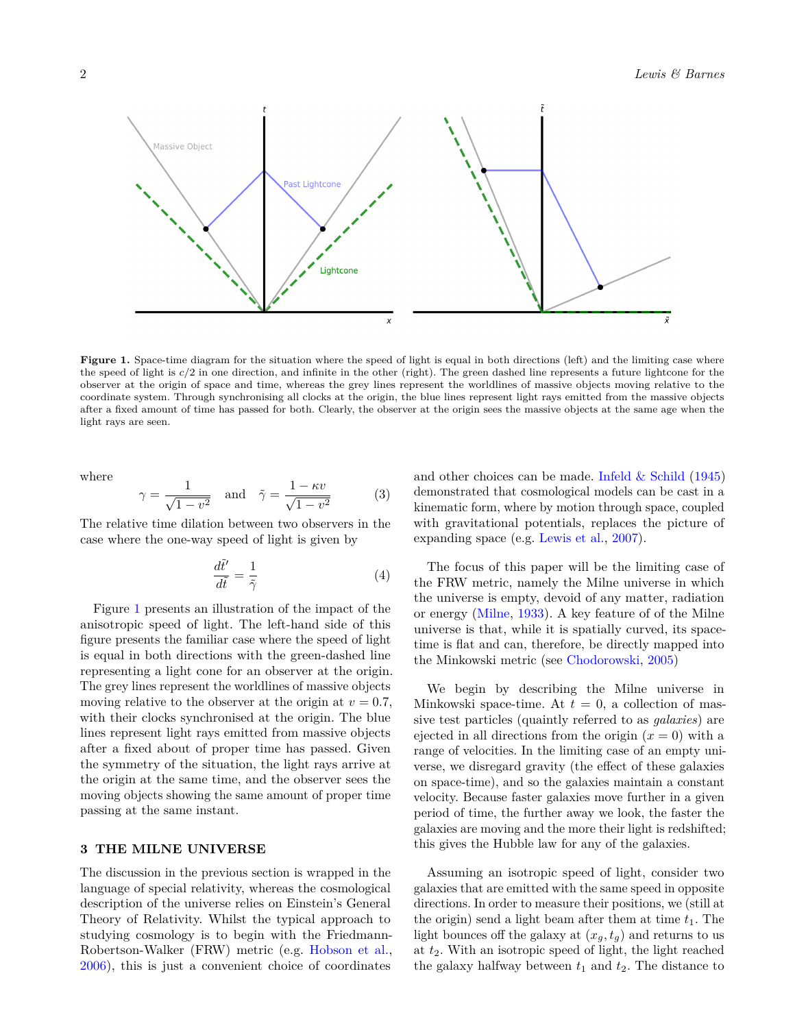Figure 1. Space-time diagram for the situation where the speed of light is equal in both directions (left) and the limiting case where the speed of light is $c/2$ in one direction, and infinite in the other (right). The green dashed line represents a future lightcone for the observer at the origin of space and time, whereas the grey lines represent the worldlines of massive objects moving relative to the coordinate system. Through synchronising all clocks at the origin, the blue lines represent light rays emitted from the massive objects after a fixed amount of time has passed for both. Clearly, the observer at the origin sees the massive objects at the same age when the light rays are seen.

where

$$\gamma = \frac{1}{\sqrt{1-v^2}} \quad \text{and} \quad \tilde{\gamma} = \frac{1-\kappa v}{\sqrt{1-v^2}} \tag{3}$$

The relative time dilation between two observers in the case where the one-way speed of light is given by

$$\frac{d\tilde{t}'}{d\tilde{t}} = \frac{1}{\tilde{\gamma}} \tag{4}$$

Figure 1 presents an illustration of the impact of the anisotropic speed of light. The left-hand side of this figure presents the familiar case where the speed of light is equal in both directions with the green-dashed line representing a light cone for an observer at the origin. The grey lines represent the worldlines of massive objects moving relative to the observer at the origin at $v = 0.7$, with their clocks synchronised at the origin. The blue lines represent light rays emitted from massive objects after a fixed about of proper time has passed. Given the symmetry of the situation, the light rays arrive at the origin at the same time, and the observer sees the moving objects showing the same amount of proper time passing at the same instant.

## 3 THE MILNE UNIVERSE

The discussion in the previous section is wrapped in the language of special relativity, whereas the cosmological description of the universe relies on Einstein's General Theory of Relativity. Whilst the typical approach to studying cosmology is to begin with the Friedmann-Robertson-Walker (FRW) metric (e.g. Hobson et al., 2006), this is just a convenient choice of coordinates and other choices can be made. Infeld & Schild (1945) demonstrated that cosmological models can be cast in a kinematic form, where by motion through space, coupled with gravitational potentials, replaces the picture of expanding space (e.g. Lewis et al., 2007).

The focus of this paper will be the limiting case of the FRW metric, namely the Milne universe in which the universe is empty, devoid of any matter, radiation or energy (Milne, 1933). A key feature of of the Milne universe is that, while it is spatially curved, its space-time is flat and can, therefore, be directly mapped into the Minkowski metric (see Chodorowski, 2005)

We begin by describing the Milne universe in Minkowski space-time. At $t = 0$, a collection of massive test particles (quaintly referred to as *galaxies*) are ejected in all directions from the origin ($x = 0$) with a range of velocities. In the limiting case of an empty universe, we disregard gravity (the effect of these galaxies on space-time), and so the galaxies maintain a constant velocity. Because faster galaxies move further in a given period of time, the further away we look, the faster the galaxies are moving and the more their light is redshifted; this gives the Hubble law for any of the galaxies.

Assuming an isotropic speed of light, consider two galaxies that are emitted with the same speed in opposite directions. In order to measure their positions, we (still at the origin) send a light beam after them at time $t_1$. The light bounces off the galaxy at $(x_g, t_g)$ and returns to us at $t_2$. With an isotropic speed of light, the light reached the galaxy halfway between $t_1$ and $t_2$. The distance to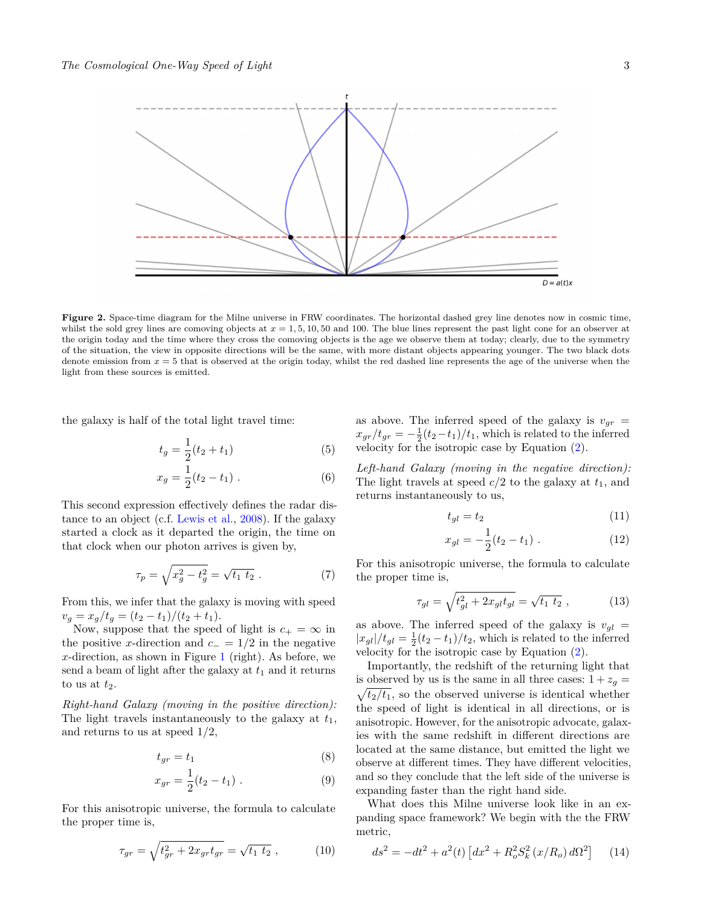**Figure 2.** Space-time diagram for the Milne universe in FRW coordinates. The horizontal dashed grey line denotes now in cosmic time, whilst the sold grey lines are comoving objects at $x = 1, 5, 10, 50$ and 100. The blue lines represent the past light cone for an observer at the origin today and the time where they cross the comoving objects is the age we observe them at today; clearly, due to the symmetry of the situation, the view in opposite directions will be the same, with more distant objects appearing younger. The two black dots denote emission from $x = 5$ that is observed at the origin today, whilst the red dashed line represents the age of the universe when the light from these sources is emitted.

the galaxy is half of the total light travel time:

$$t_g = \frac{1}{2}(t_2 + t_1) \tag{5}$$

$$x_g = \frac{1}{2}(t_2 - t_1) \ . \tag{6}$$

This second expression effectively defines the radar distance to an object (c.f. Lewis et al., 2008). If the galaxy started a clock as it departed the origin, the time on that clock when our photon arrives is given by,

$$\tau_p = \sqrt{x_g^2 - t_g^2} = \sqrt{t_1 \ t_2} \ . \tag{7}$$

From this, we infer that the galaxy is moving with speed $v_g = x_g/t_g = (t_2 - t_1)/(t_2 + t_1)$.

Now, suppose that the speed of light is $c_+ = \infty$ in the positive $x$-direction and $c_- = 1/2$ in the negative $x$-direction, as shown in Figure 1 (right). As before, we send a beam of light after the galaxy at $t_1$ and it returns to us at $t_2$.

*Right-hand Galaxy (moving in the positive direction):* The light travels instantaneously to the galaxy at $t_1$, and returns to us at speed 1/2,

$$t_{gr} = t_1 \tag{8}$$

$$x_{gr} = \frac{1}{2}(t_2 - t_1) \ . \tag{9}$$

For this anisotropic universe, the formula to calculate the proper time is,

$$\tau_{gr} = \sqrt{t_{gr}^2 + 2x_{gr}t_{gr}} = \sqrt{t_1 \ t_2} \ , \tag{10}$$

as above. The inferred speed of the galaxy is $v_{gr} = x_{gr}/t_{gr} = -\frac{1}{2}(t_2 - t_1)/t_1$, which is related to the inferred velocity for the isotropic case by Equation (2).

*Left-hand Galaxy (moving in the negative direction):* The light travels at speed $c/2$ to the galaxy at $t_1$, and returns instantaneously to us,

$$t_{gl} = t_2 \tag{11}$$

$$x_{gl} = -\frac{1}{2}(t_2 - t_1) \ . \tag{12}$$

For this anisotropic universe, the formula to calculate the proper time is,

$$\tau_{gl} = \sqrt{t_{gl}^2 + 2x_{gl}t_{gl}} = \sqrt{t_1 \ t_2} \ , \tag{13}$$

as above. The inferred speed of the galaxy is $v_{gl} = |x_{gl}|/t_{gl} = \frac{1}{2}(t_2 - t_1)/t_2$, which is related to the inferred velocity for the isotropic case by Equation (2).

Importantly, the redshift of the returning light that is observed by us is the same in all three cases: $1 + z_g = \sqrt{t_2/t_1}$, so the observed universe is identical whether the speed of light is identical in all directions, or is anisotropic. However, for the anisotropic advocate, galaxies with the same redshift in different directions are located at the same distance, but emitted the light we observe at different times. They have different velocities, and so they conclude that the left side of the universe is expanding faster than the right hand side.

What does this Milne universe look like in an expanding space framework? We begin with the the FRW metric,

$$ds^2 = -dt^2 + a^2(t)\left[dx^2 + R_o^2 S_k^2\left(x/R_o\right)d\Omega^2\right] \tag{14}$$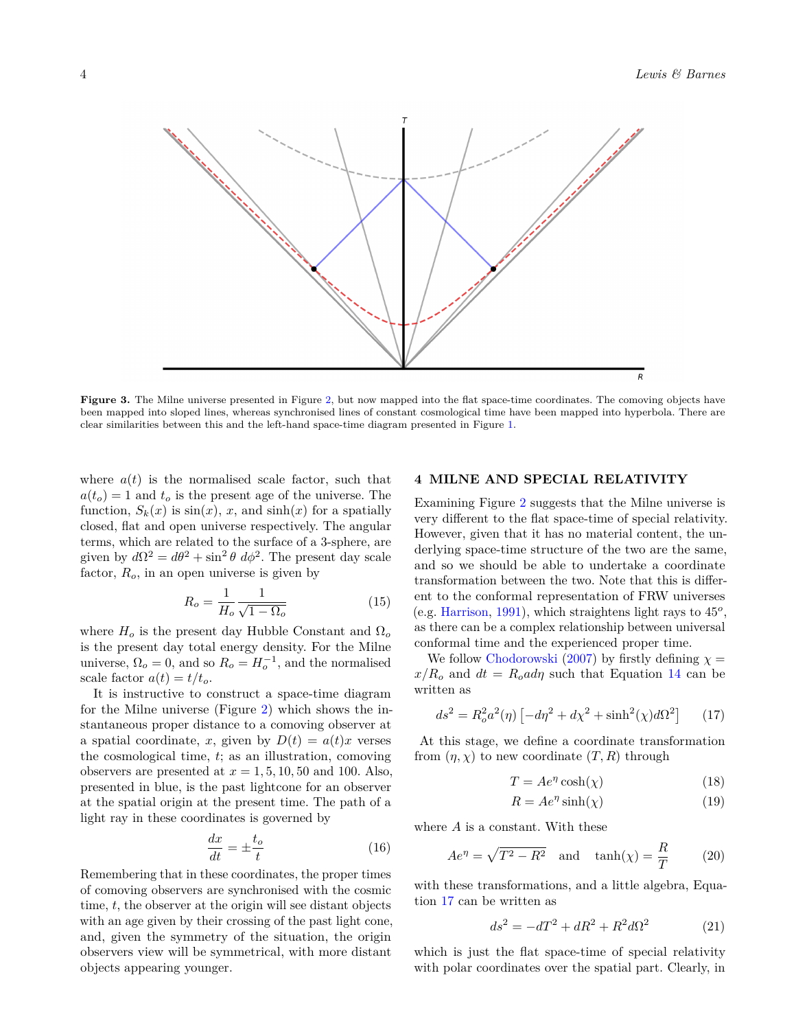**Figure 3.** The Milne universe presented in Figure 2, but now mapped into the flat space-time coordinates. The comoving objects have been mapped into sloped lines, whereas synchronised lines of constant cosmological time have been mapped into hyperbola. There are clear similarities between this and the left-hand space-time diagram presented in Figure 1.

where $a(t)$ is the normalised scale factor, such that $a(t_o) = 1$ and $t_o$ is the present age of the universe. The function, $S_k(x)$ is $\sin(x)$, $x$, and $\sinh(x)$ for a spatially closed, flat and open universe respectively. The angular terms, which are related to the surface of a 3-sphere, are given by $d\Omega^2 = d\theta^2 + \sin^2\theta \, d\phi^2$. The present day scale factor, $R_o$, in an open universe is given by

$$R_o = \frac{1}{H_o} \frac{1}{\sqrt{1 - \Omega_o}} \quad (15)$$

where $H_o$ is the present day Hubble Constant and $\Omega_o$ is the present day total energy density. For the Milne universe, $\Omega_o = 0$, and so $R_o = H_o^{-1}$, and the normalised scale factor $a(t) = t/t_o$.

It is instructive to construct a space-time diagram for the Milne universe (Figure 2) which shows the instantaneous proper distance to a comoving observer at a spatial coordinate, $x$, given by $D(t) = a(t)x$ verses the cosmological time, $t$; as an illustration, comoving observers are presented at $x = 1, 5, 10, 50$ and $100$. Also, presented in blue, is the past lightcone for an observer at the spatial origin at the present time. The path of a light ray in these coordinates is governed by

$$\frac{dx}{dt} = \pm \frac{t_o}{t} \quad (16)$$

Remembering that in these coordinates, the proper times of comoving observers are synchronised with the cosmic time, $t$, the observer at the origin will see distant objects with an age given by their crossing of the past light cone, and, given the symmetry of the situation, the origin observers view will be symmetrical, with more distant objects appearing younger.

## 4 MILNE AND SPECIAL RELATIVITY

Examining Figure 2 suggests that the Milne universe is very different to the flat space-time of special relativity. However, given that it has no material content, the underlying space-time structure of the two are the same, and so we should be able to undertake a coordinate transformation between the two. Note that this is different to the conformal representation of FRW universes (e.g. Harrison, 1991), which straightens light rays to $45^o$, as there can be a complex relationship between universal conformal time and the experienced proper time.

We follow Chodorowski (2007) by firstly defining $\chi = x/R_o$ and $dt = R_o a d\eta$ such that Equation 14 can be written as

$$ds^2 = R_o^2 a^2(\eta) \left[ -d\eta^2 + d\chi^2 + \sinh^2(\chi) d\Omega^2 \right] \quad (17)$$

At this stage, we define a coordinate transformation from $(\eta, \chi)$ to new coordinate $(T, R)$ through

$$T = A e^{\eta} \cosh(\chi) \quad (18)$$

$$R = A e^{\eta} \sinh(\chi) \quad (19)$$

where $A$ is a constant. With these

$$A e^{\eta} = \sqrt{T^2 - R^2} \quad \text{and} \quad \tanh(\chi) = \frac{R}{T} \quad (20)$$

with these transformations, and a little algebra, Equation 17 can be written as

$$ds^2 = -dT^2 + dR^2 + R^2 d\Omega^2 \quad (21)$$

which is just the flat space-time of special relativity with polar coordinates over the spatial part. Clearly, in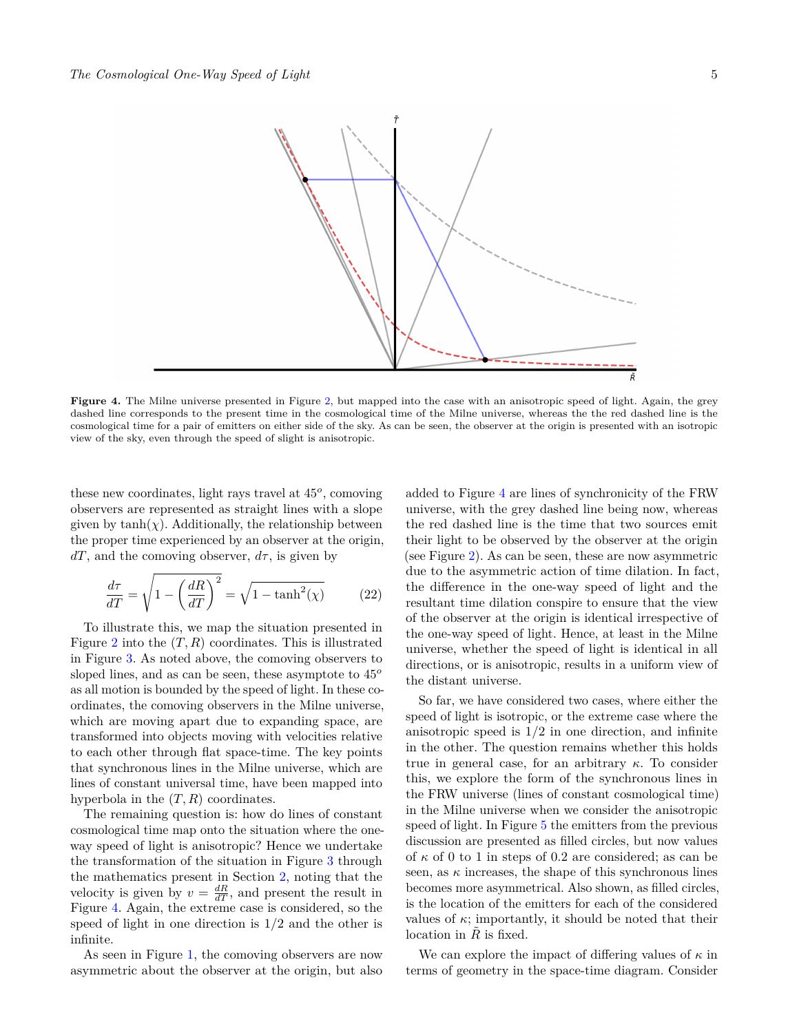**Figure 4.** The Milne universe presented in Figure 2, but mapped into the case with an anisotropic speed of light. Again, the grey dashed line corresponds to the present time in the cosmological time of the Milne universe, whereas the the red dashed line is the cosmological time for a pair of emitters on either side of the sky. As can be seen, the observer at the origin is presented with an isotropic view of the sky, even through the speed of slight is anisotropic.

these new coordinates, light rays travel at $45^o$, comoving observers are represented as straight lines with a slope given by $\tanh(\chi)$. Additionally, the relationship between the proper time experienced by an observer at the origin, $dT$, and the comoving observer, $d\tau$, is given by

$$\frac{d\tau}{dT} = \sqrt{1 - \left(\frac{dR}{dT}\right)^2} = \sqrt{1 - \tanh^2(\chi)} \tag{22}$$

To illustrate this, we map the situation presented in Figure 2 into the $(T, R)$ coordinates. This is illustrated in Figure 3. As noted above, the comoving observers to sloped lines, and as can be seen, these asymptote to $45^o$ as all motion is bounded by the speed of light. In these coordinates, the comoving observers in the Milne universe, which are moving apart due to expanding space, are transformed into objects moving with velocities relative to each other through flat space-time. The key points that synchronous lines in the Milne universe, which are lines of constant universal time, have been mapped into hyperbola in the $(T, R)$ coordinates.

The remaining question is: how do lines of constant cosmological time map onto the situation where the one-way speed of light is anisotropic? Hence we undertake the transformation of the situation in Figure 3 through the mathematics present in Section 2, noting that the velocity is given by $v = \frac{dR}{dT}$, and present the result in Figure 4. Again, the extreme case is considered, so the speed of light in one direction is 1/2 and the other is infinite.

As seen in Figure 1, the comoving observers are now asymmetric about the observer at the origin, but also added to Figure 4 are lines of synchronicity of the FRW universe, with the grey dashed line being now, whereas the red dashed line is the time that two sources emit their light to be observed by the observer at the origin (see Figure 2). As can be seen, these are now asymmetric due to the asymmetric action of time dilation. In fact, the difference in the one-way speed of light and the resultant time dilation conspire to ensure that the view of the observer at the origin is identical irrespective of the one-way speed of light. Hence, at least in the Milne universe, whether the speed of light is identical in all directions, or is anisotropic, results in a uniform view of the distant universe.

So far, we have considered two cases, where either the speed of light is isotropic, or the extreme case where the anisotropic speed is 1/2 in one direction, and infinite in the other. The question remains whether this holds true in general case, for an arbitrary $\kappa$. To consider this, we explore the form of the synchronous lines in the FRW universe (lines of constant cosmological time) in the Milne universe when we consider the anisotropic speed of light. In Figure 5 the emitters from the previous discussion are presented as filled circles, but now values of $\kappa$ of 0 to 1 in steps of 0.2 are considered; as can be seen, as $\kappa$ increases, the shape of this synchronous lines becomes more asymmetrical. Also shown, as filled circles, is the location of the emitters for each of the considered values of $\kappa$; importantly, it should be noted that their location in $\tilde{R}$ is fixed.

We can explore the impact of differing values of $\kappa$ in terms of geometry in the space-time diagram. Consider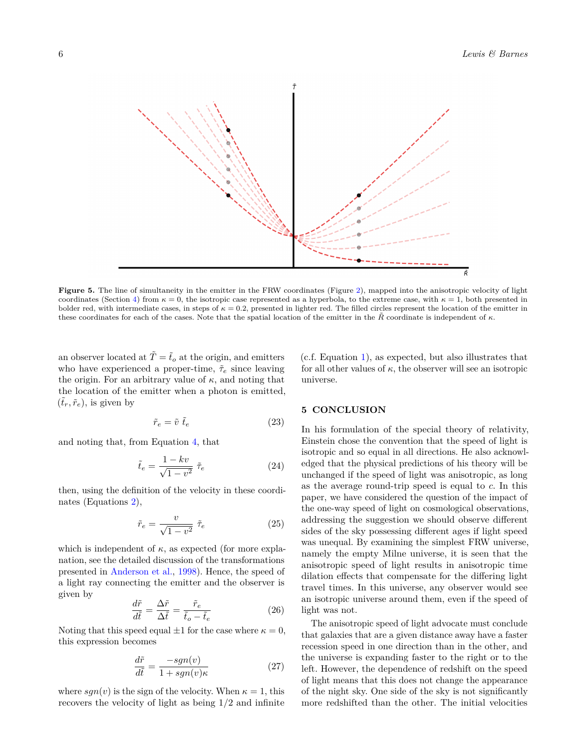**Figure 5.** The line of simultaneity in the emitter in the FRW coordinates (Figure 2), mapped into the anisotropic velocity of light coordinates (Section 4) from $\kappa = 0$, the isotropic case represented as a hyperbola, to the extreme case, with $\kappa = 1$, both presented in bolder red, with intermediate cases, in steps of $\kappa = 0.2$, presented in lighter red. The filled circles represent the location of the emitter in these coordinates for each of the cases. Note that the spatial location of the emitter in the $\tilde{R}$ coordinate is independent of $\kappa$.

an observer located at $\tilde{T} = \tilde{t}_o$ at the origin, and emitters who have experienced a proper-time, $\tilde{\tau}_e$ since leaving the origin. For an arbitrary value of $\kappa$, and noting that the location of the emitter when a photon is emitted, $(\tilde{t}_r, \tilde{r}_e)$, is given by

$$\tilde{r}_e = \tilde{v}\ \tilde{t}_e \tag{23}$$

and noting that, from Equation 4, that

$$\tilde{t}_e = \frac{1 - kv}{\sqrt{1 - v^2}}\ \tilde{\tau}_e \tag{24}$$

then, using the definition of the velocity in these coordinates (Equations 2),

$$\tilde{r}_e = \frac{v}{\sqrt{1 - v^2}}\ \tilde{\tau}_e \tag{25}$$

which is independent of $\kappa$, as expected (for more explanation, see the detailed discussion of the transformations presented in Anderson et al., 1998). Hence, the speed of a light ray connecting the emitter and the observer is given by

$$\frac{d\tilde{r}}{d\tilde{t}} = \frac{\Delta\tilde{r}}{\Delta\tilde{t}} = \frac{\tilde{r}_e}{\tilde{t}_o - \tilde{t}_e} \tag{26}$$

Noting that this speed equal $\pm 1$ for the case where $\kappa = 0$, this expression becomes

$$\frac{d\tilde{r}}{d\tilde{t}} = \frac{-sgn(v)}{1 + sgn(v)\kappa} \tag{27}$$

where $sgn(v)$ is the sign of the velocity. When $\kappa = 1$, this recovers the velocity of light as being $1/2$ and infinite (c.f. Equation 1), as expected, but also illustrates that for all other values of $\kappa$, the observer will see an isotropic universe.

## 5 CONCLUSION

In his formulation of the special theory of relativity, Einstein chose the convention that the speed of light is isotropic and so equal in all directions. He also acknowledged that the physical predictions of his theory will be unchanged if the speed of light was anisotropic, as long as the average round-trip speed is equal to $c$. In this paper, we have considered the question of the impact of the one-way speed of light on cosmological observations, addressing the suggestion we should observe different sides of the sky possessing different ages if light speed was unequal. By examining the simplest FRW universe, namely the empty Milne universe, it is seen that the anisotropic speed of light results in anisotropic time dilation effects that compensate for the differing light travel times. In this universe, any observer would see an isotropic universe around them, even if the speed of light was not.

The anisotropic speed of light advocate must conclude that galaxies that are a given distance away have a faster recession speed in one direction than in the other, and the universe is expanding faster to the right or to the left. However, the dependence of redshift on the speed of light means that this does not change the appearance of the night sky. One side of the sky is not significantly more redshifted than the other. The initial velocities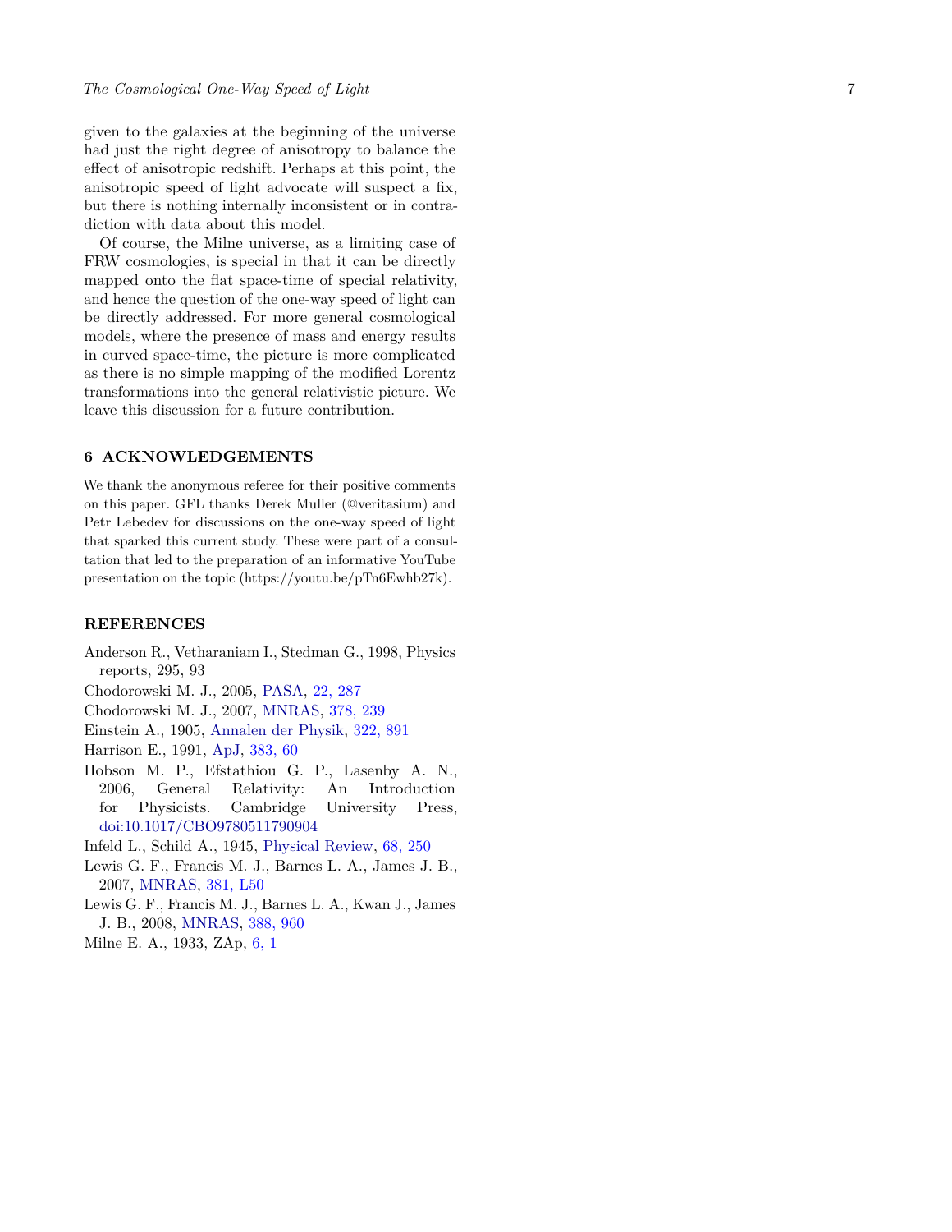given to the galaxies at the beginning of the universe had just the right degree of anisotropy to balance the effect of anisotropic redshift. Perhaps at this point, the anisotropic speed of light advocate will suspect a fix, but there is nothing internally inconsistent or in contradiction with data about this model.

Of course, the Milne universe, as a limiting case of FRW cosmologies, is special in that it can be directly mapped onto the flat space-time of special relativity, and hence the question of the one-way speed of light can be directly addressed. For more general cosmological models, where the presence of mass and energy results in curved space-time, the picture is more complicated as there is no simple mapping of the modified Lorentz transformations into the general relativistic picture. We leave this discussion for a future contribution.

## 6 ACKNOWLEDGEMENTS

We thank the anonymous referee for their positive comments on this paper. GFL thanks Derek Muller (@veritasium) and Petr Lebedev for discussions on the one-way speed of light that sparked this current study. These were part of a consultation that led to the preparation of an informative YouTube presentation on the topic (https://youtu.be/pTn6Ewhb27k).

## REFERENCES

Anderson R., Vetharaniam I., Stedman G., 1998, Physics reports, 295, 93

Chodorowski M. J., 2005, PASA, 22, 287

Chodorowski M. J., 2007, MNRAS, 378, 239

Einstein A., 1905, Annalen der Physik, 322, 891

Harrison E., 1991, ApJ, 383, 60

Hobson M. P., Efstathiou G. P., Lasenby A. N., 2006, General Relativity: An Introduction for Physicists. Cambridge University Press, doi:10.1017/CBO9780511790904

Infeld L., Schild A., 1945, Physical Review, 68, 250

Lewis G. F., Francis M. J., Barnes L. A., James J. B., 2007, MNRAS, 381, L50

Lewis G. F., Francis M. J., Barnes L. A., Kwan J., James J. B., 2008, MNRAS, 388, 960

Milne E. A., 1933, ZAp, 6, 1